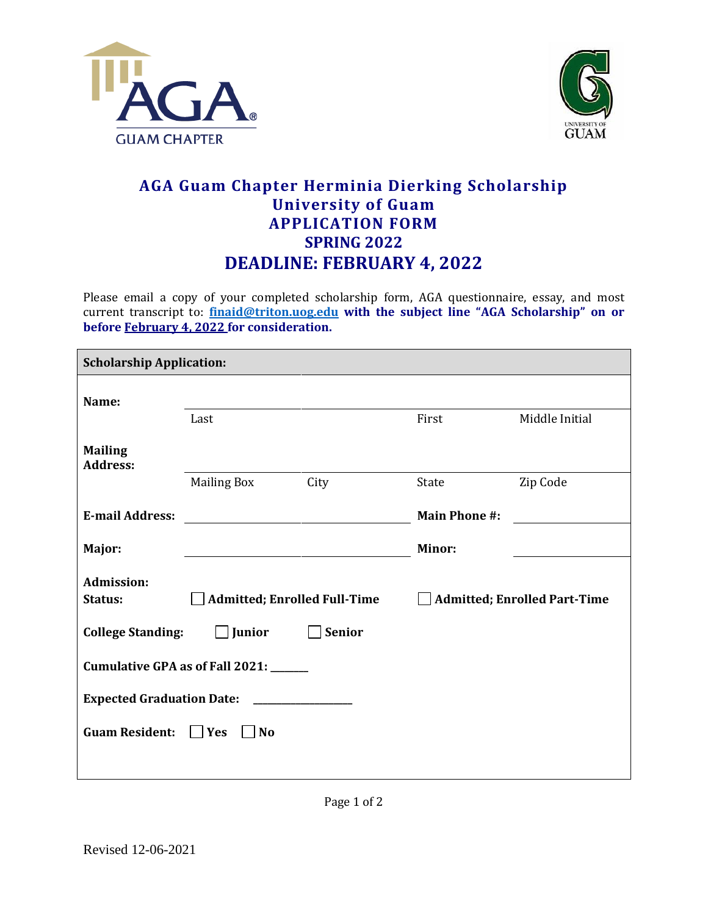# AGA Guam Chapter Herminia Dierking Scholarship
## University of Guam
## APPLICATION FORM
## SPRING 2022
## DEADLINE: FEBRUARY 4, 2022

Please email a copy of your completed scholarship form, AGA questionnaire, essay, and most current transcript to: **finaid@triton.uog.edu with the subject line "AGA Scholarship" on or before February 4, 2022 for consideration.**

| **Scholarship Application:** | | | | |
|---|---|---|---|---|
| **Name:** | | | | |
| | Last | | First | Middle Initial |
| **Mailing Address:** | | | | |
| | Mailing Box | City | State | Zip Code |
| **E-mail Address:** | | | **Main Phone #:** | |
| **Major:** | | | **Minor:** | |
| **Admission: Status:** | ☐ **Admitted; Enrolled Full-Time** | | ☐ **Admitted; Enrolled Part-Time** | |
| **College Standing:** | ☐ **Junior** | ☐ **Senior** | | |
| **Cumulative GPA as of Fall 2021:** ______ | | | | |
| **Expected Graduation Date:** ________________ | | | | |
| **Guam Resident:** | ☐ **Yes** | ☐ **No** | | |

Revised 12-06-2021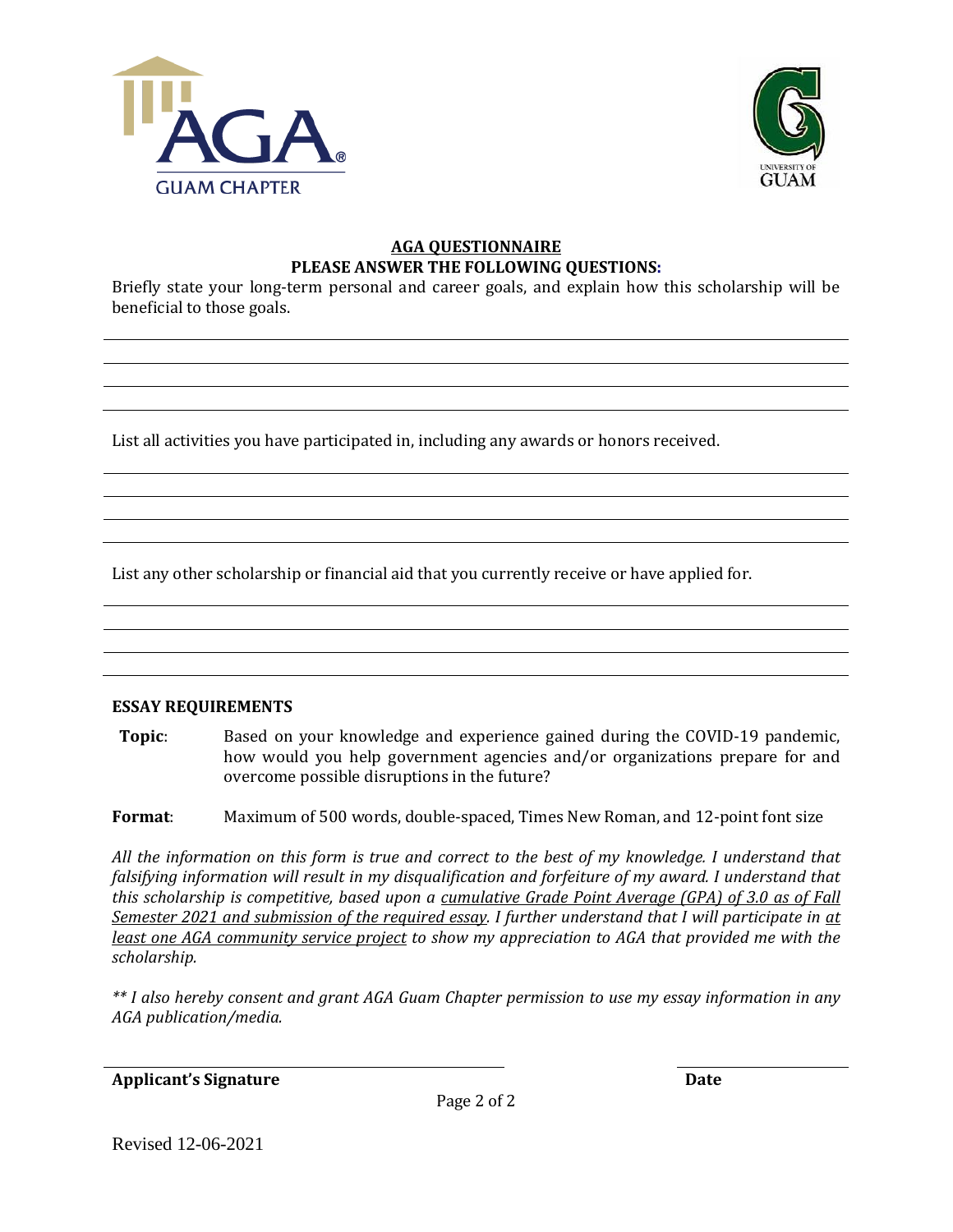AGA GUAM CHAPTER

UNIVERSITY OF GUAM

## AGA QUESTIONNAIRE

**PLEASE ANSWER THE FOLLOWING QUESTIONS:**

Briefly state your long-term personal and career goals, and explain how this scholarship will be beneficial to those goals.

\_\_\_\_\_\_\_\_\_\_\_\_\_\_\_\_\_\_\_\_\_\_\_\_\_\_\_\_\_\_\_\_\_\_\_\_\_\_\_\_\_\_\_\_\_\_\_\_\_\_\_\_\_\_\_\_\_\_\_\_\_\_\_\_\_\_\_\_\_\_\_\_\_\_\_\_\_\_\_\_\_\_

\_\_\_\_\_\_\_\_\_\_\_\_\_\_\_\_\_\_\_\_\_\_\_\_\_\_\_\_\_\_\_\_\_\_\_\_\_\_\_\_\_\_\_\_\_\_\_\_\_\_\_\_\_\_\_\_\_\_\_\_\_\_\_\_\_\_\_\_\_\_\_\_\_\_\_\_\_\_\_\_\_\_

\_\_\_\_\_\_\_\_\_\_\_\_\_\_\_\_\_\_\_\_\_\_\_\_\_\_\_\_\_\_\_\_\_\_\_\_\_\_\_\_\_\_\_\_\_\_\_\_\_\_\_\_\_\_\_\_\_\_\_\_\_\_\_\_\_\_\_\_\_\_\_\_\_\_\_\_\_\_\_\_\_\_

\_\_\_\_\_\_\_\_\_\_\_\_\_\_\_\_\_\_\_\_\_\_\_\_\_\_\_\_\_\_\_\_\_\_\_\_\_\_\_\_\_\_\_\_\_\_\_\_\_\_\_\_\_\_\_\_\_\_\_\_\_\_\_\_\_\_\_\_\_\_\_\_\_\_\_\_\_\_\_\_\_\_

List all activities you have participated in, including any awards or honors received.

\_\_\_\_\_\_\_\_\_\_\_\_\_\_\_\_\_\_\_\_\_\_\_\_\_\_\_\_\_\_\_\_\_\_\_\_\_\_\_\_\_\_\_\_\_\_\_\_\_\_\_\_\_\_\_\_\_\_\_\_\_\_\_\_\_\_\_\_\_\_\_\_\_\_\_\_\_\_\_\_\_\_

\_\_\_\_\_\_\_\_\_\_\_\_\_\_\_\_\_\_\_\_\_\_\_\_\_\_\_\_\_\_\_\_\_\_\_\_\_\_\_\_\_\_\_\_\_\_\_\_\_\_\_\_\_\_\_\_\_\_\_\_\_\_\_\_\_\_\_\_\_\_\_\_\_\_\_\_\_\_\_\_\_\_

\_\_\_\_\_\_\_\_\_\_\_\_\_\_\_\_\_\_\_\_\_\_\_\_\_\_\_\_\_\_\_\_\_\_\_\_\_\_\_\_\_\_\_\_\_\_\_\_\_\_\_\_\_\_\_\_\_\_\_\_\_\_\_\_\_\_\_\_\_\_\_\_\_\_\_\_\_\_\_\_\_\_

\_\_\_\_\_\_\_\_\_\_\_\_\_\_\_\_\_\_\_\_\_\_\_\_\_\_\_\_\_\_\_\_\_\_\_\_\_\_\_\_\_\_\_\_\_\_\_\_\_\_\_\_\_\_\_\_\_\_\_\_\_\_\_\_\_\_\_\_\_\_\_\_\_\_\_\_\_\_\_\_\_\_

List any other scholarship or financial aid that you currently receive or have applied for.

\_\_\_\_\_\_\_\_\_\_\_\_\_\_\_\_\_\_\_\_\_\_\_\_\_\_\_\_\_\_\_\_\_\_\_\_\_\_\_\_\_\_\_\_\_\_\_\_\_\_\_\_\_\_\_\_\_\_\_\_\_\_\_\_\_\_\_\_\_\_\_\_\_\_\_\_\_\_\_\_\_\_

\_\_\_\_\_\_\_\_\_\_\_\_\_\_\_\_\_\_\_\_\_\_\_\_\_\_\_\_\_\_\_\_\_\_\_\_\_\_\_\_\_\_\_\_\_\_\_\_\_\_\_\_\_\_\_\_\_\_\_\_\_\_\_\_\_\_\_\_\_\_\_\_\_\_\_\_\_\_\_\_\_\_

\_\_\_\_\_\_\_\_\_\_\_\_\_\_\_\_\_\_\_\_\_\_\_\_\_\_\_\_\_\_\_\_\_\_\_\_\_\_\_\_\_\_\_\_\_\_\_\_\_\_\_\_\_\_\_\_\_\_\_\_\_\_\_\_\_\_\_\_\_\_\_\_\_\_\_\_\_\_\_\_\_\_

\_\_\_\_\_\_\_\_\_\_\_\_\_\_\_\_\_\_\_\_\_\_\_\_\_\_\_\_\_\_\_\_\_\_\_\_\_\_\_\_\_\_\_\_\_\_\_\_\_\_\_\_\_\_\_\_\_\_\_\_\_\_\_\_\_\_\_\_\_\_\_\_\_\_\_\_\_\_\_\_\_\_

### ESSAY REQUIREMENTS

**Topic**: Based on your knowledge and experience gained during the COVID-19 pandemic, how would you help government agencies and/or organizations prepare for and overcome possible disruptions in the future?

**Format**: Maximum of 500 words, double-spaced, Times New Roman, and 12-point font size

*All the information on this form is true and correct to the best of my knowledge. I understand that falsifying information will result in my disqualification and forfeiture of my award. I understand that this scholarship is competitive, based upon a <u>cumulative Grade Point Average (GPA) of 3.0 as of Fall Semester 2021 and submission of the required essay</u>. I further understand that I will participate in <u>at least one AGA community service project</u> to show my appreciation to AGA that provided me with the scholarship.*

*** I also hereby consent and grant AGA Guam Chapter permission to use my essay information in any AGA publication/media.*

\_\_\_\_\_\_\_\_\_\_\_\_\_\_\_\_\_\_\_\_\_\_\_\_\_\_\_\_\_\_\_\_\_\_\_\_\_\_\_\_\_\_\_\_\_\_\_\_\_ \_\_\_\_\_\_\_\_\_\_\_\_\_\_\_\_\_\_\_\_\_\_

**Applicant's Signature** **Date**

Revised 12-06-2021